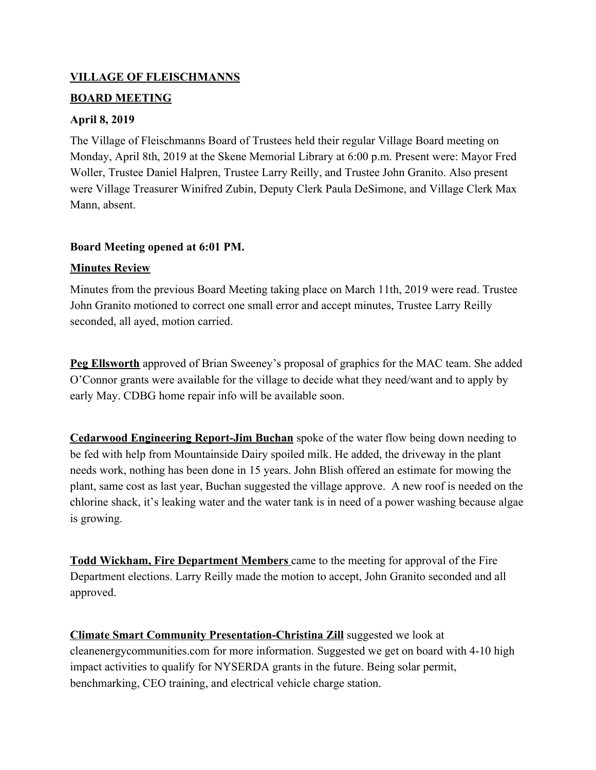**VILLAGE OF FLEISCHMANNS**

**BOARD MEETING**

**April 8, 2019**

The Village of Fleischmanns Board of Trustees held their regular Village Board meeting on Monday, April 8th, 2019 at the Skene Memorial Library at 6:00 p.m. Present were: Mayor Fred Woller, Trustee Daniel Halpren, Trustee Larry Reilly, and Trustee John Granito. Also present were Village Treasurer Winifred Zubin, Deputy Clerk Paula DeSimone, and Village Clerk Max Mann, absent.

**Board Meeting opened at 6:01 PM.**

**Minutes Review**

Minutes from the previous Board Meeting taking place on March 11th, 2019 were read. Trustee John Granito motioned to correct one small error and accept minutes, Trustee Larry Reilly seconded, all ayed, motion carried.

**Peg Ellsworth** approved of Brian Sweeney's proposal of graphics for the MAC team. She added O'Connor grants were available for the village to decide what they need/want and to apply by early May. CDBG home repair info will be available soon.

**Cedarwood Engineering Report-Jim Buchan** spoke of the water flow being down needing to be fed with help from Mountainside Dairy spoiled milk. He added, the driveway in the plant needs work, nothing has been done in 15 years. John Blish offered an estimate for mowing the plant, same cost as last year, Buchan suggested the village approve. A new roof is needed on the chlorine shack, it's leaking water and the water tank is in need of a power washing because algae is growing.

**Todd Wickham, Fire Department Members** came to the meeting for approval of the Fire Department elections. Larry Reilly made the motion to accept, John Granito seconded and all approved.

**Climate Smart Community Presentation-Christina Zill** suggested we look at cleanenergycommunities.com for more information. Suggested we get on board with 4-10 high impact activities to qualify for NYSERDA grants in the future. Being solar permit, benchmarking, CEO training, and electrical vehicle charge station.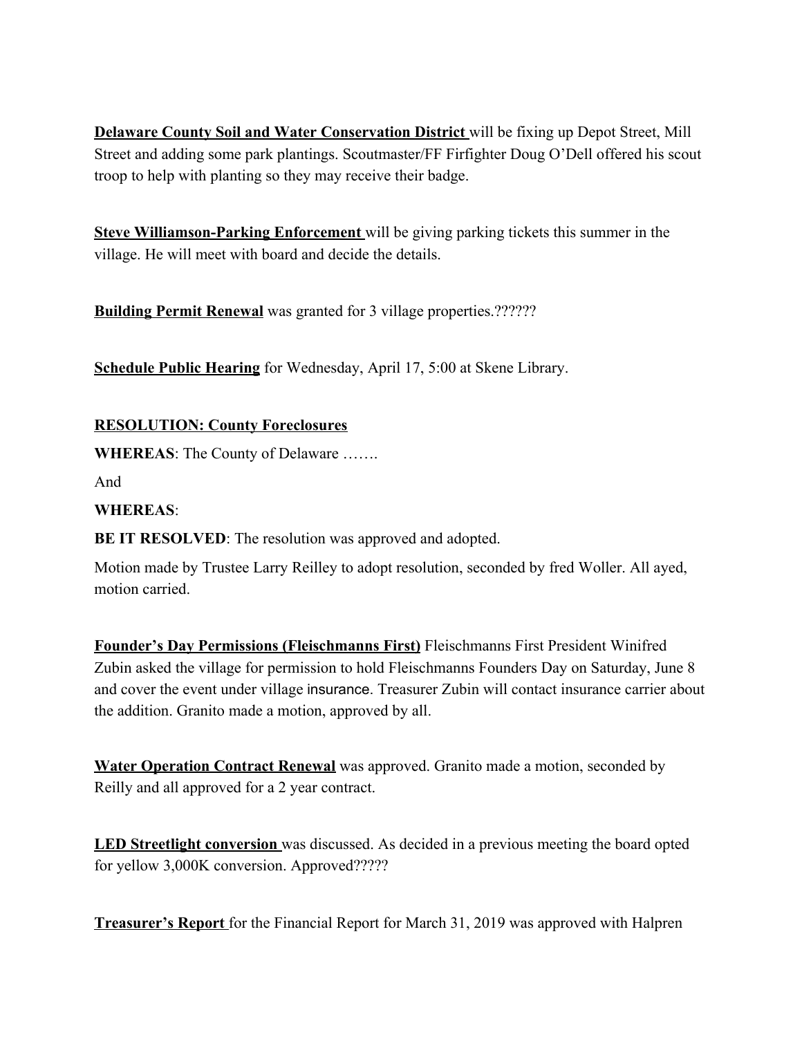**Delaware County Soil and Water Conservation District** will be fixing up Depot Street, Mill Street and adding some park plantings. Scoutmaster/FF Firfighter Doug O'Dell offered his scout troop to help with planting so they may receive their badge.

**Steve Williamson-Parking Enforcement** will be giving parking tickets this summer in the village. He will meet with board and decide the details.

**Building Permit Renewal** was granted for 3 village properties.??????

**Schedule Public Hearing** for Wednesday, April 17, 5:00 at Skene Library.

**RESOLUTION: County Foreclosures**

**WHEREAS**: The County of Delaware …….

And

**WHEREAS**:

**BE IT RESOLVED**: The resolution was approved and adopted.

Motion made by Trustee Larry Reilley to adopt resolution, seconded by fred Woller. All ayed, motion carried.

**Founder's Day Permissions (Fleischmanns First)** Fleischmanns First President Winifred Zubin asked the village for permission to hold Fleischmanns Founders Day on Saturday, June 8 and cover the event under village insurance. Treasurer Zubin will contact insurance carrier about the addition. Granito made a motion, approved by all.

**Water Operation Contract Renewal** was approved. Granito made a motion, seconded by Reilly and all approved for a 2 year contract.

**LED Streetlight conversion** was discussed. As decided in a previous meeting the board opted for yellow 3,000K conversion. Approved?????

**Treasurer's Report** for the Financial Report for March 31, 2019 was approved with Halpren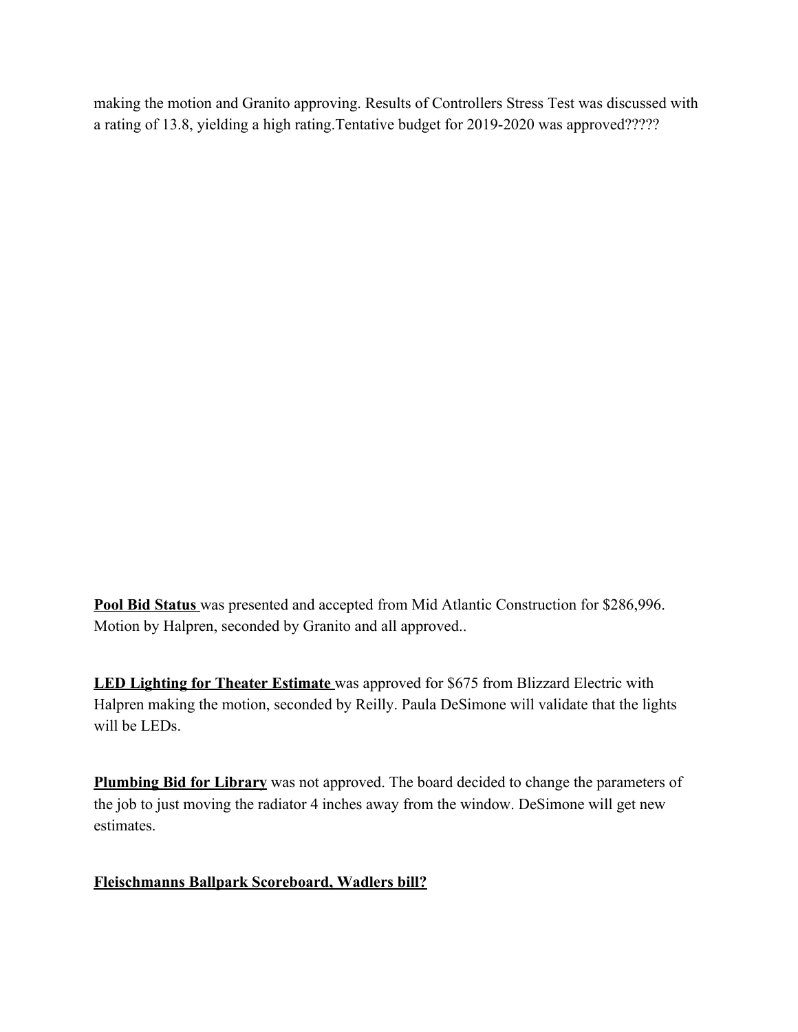making the motion and Granito approving. Results of Controllers Stress Test was discussed with a rating of 13.8, yielding a high rating.Tentative budget for 2019-2020 was approved?????

**Pool Bid Status** was presented and accepted from Mid Atlantic Construction for $286,996. Motion by Halpren, seconded by Granito and all approved..

**LED Lighting for Theater Estimate** was approved for $675 from Blizzard Electric with Halpren making the motion, seconded by Reilly. Paula DeSimone will validate that the lights will be LEDs.

**Plumbing Bid for Library** was not approved. The board decided to change the parameters of the job to just moving the radiator 4 inches away from the window. DeSimone will get new estimates.

**Fleischmanns Ballpark Scoreboard, Wadlers bill?**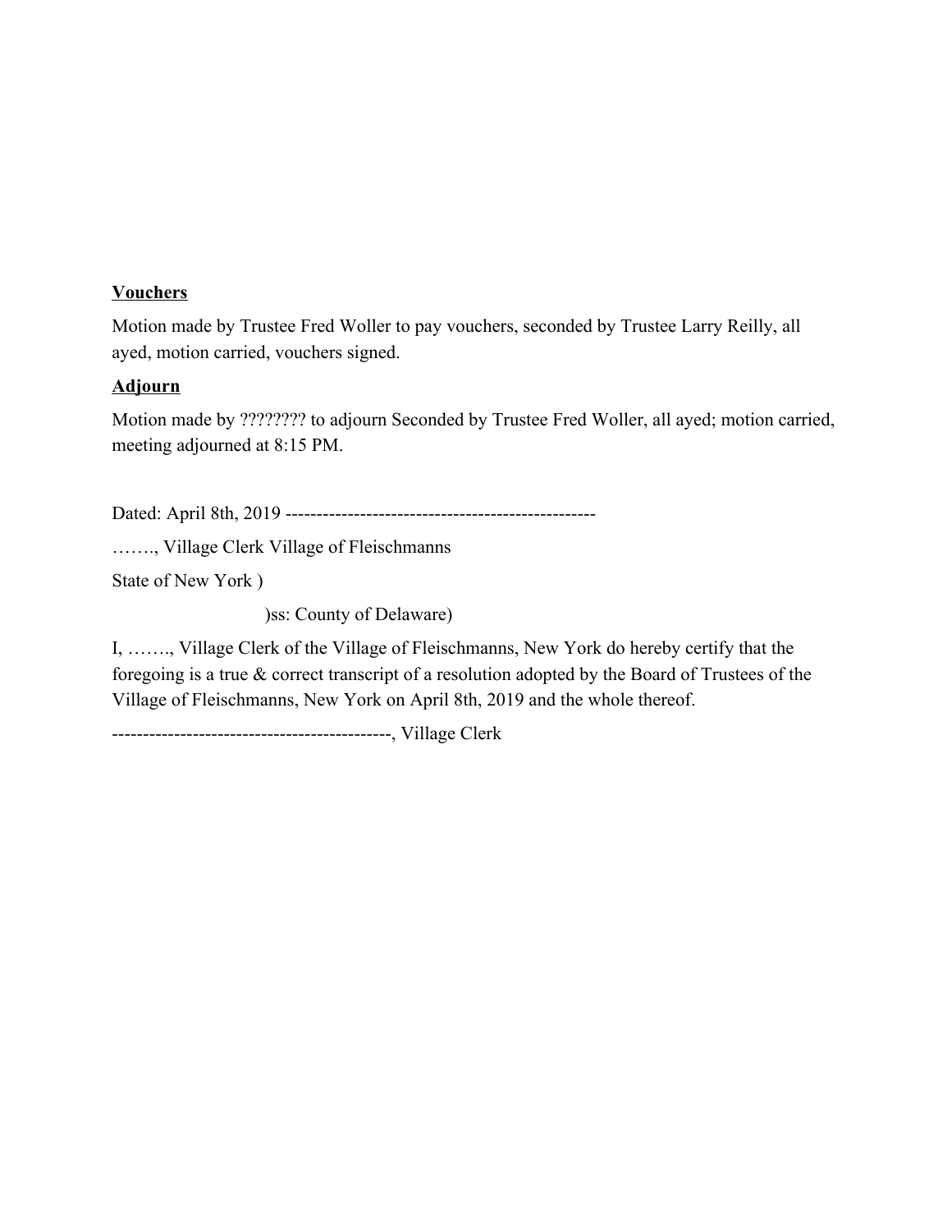**Vouchers**

Motion made by Trustee Fred Woller to pay vouchers, seconded by Trustee Larry Reilly, all ayed, motion carried, vouchers signed.

**Adjourn**

Motion made by ???????? to adjourn Seconded by Trustee Fred Woller, all ayed; motion carried, meeting adjourned at 8:15 PM.

Dated: April 8th, 2019 --------------------------------------------------

……., Village Clerk Village of Fleischmanns

State of New York )

)ss: County of Delaware)

I, ……., Village Clerk of the Village of Fleischmanns, New York do hereby certify that the foregoing is a true & correct transcript of a resolution adopted by the Board of Trustees of the Village of Fleischmanns, New York on April 8th, 2019 and the whole thereof.

---------------------------------------------, Village Clerk